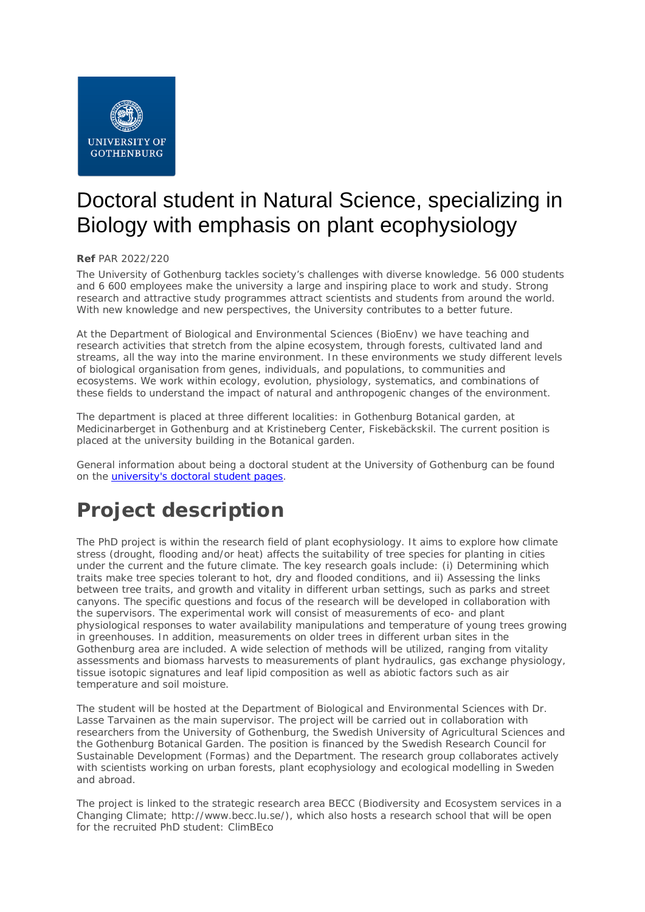# Doctoral student in Natural Science, specializing in Biology with emphasis on plant ecophysiology

**Ref** PAR 2022/220

The University of Gothenburg tackles society's challenges with diverse knowledge. 56 000 students and 6 600 employees make the university a large and inspiring place to work and study. Strong research and attractive study programmes attract scientists and students from around the world. With new knowledge and new perspectives, the University contributes to a better future.

At the Department of Biological and Environmental Sciences (BioEnv) we have teaching and research activities that stretch from the alpine ecosystem, through forests, cultivated land and streams, all the way into the marine environment. In these environments we study different levels of biological organisation from genes, individuals, and populations, to communities and ecosystems. We work within ecology, evolution, physiology, systematics, and combinations of these fields to understand the impact of natural and anthropogenic changes of the environment.

The department is placed at three different localities: in Gothenburg Botanical garden, at Medicinarberget in Gothenburg and at Kristineberg Center, Fiskebäckskil. The current position is placed at the university building in the Botanical garden.

General information about being a doctoral student at the University of Gothenburg can be found on the [university's doctoral student pages](https://www.gu.se/en/doctoral-studies).

## Project description

The PhD project is within the research field of plant ecophysiology. It aims to explore how climate stress (drought, flooding and/or heat) affects the suitability of tree species for planting in cities under the current and the future climate. The key research goals include: (i) Determining which traits make tree species tolerant to hot, dry and flooded conditions, and ii) Assessing the links between tree traits, and growth and vitality in different urban settings, such as parks and street canyons. The specific questions and focus of the research will be developed in collaboration with the supervisors. The experimental work will consist of measurements of eco- and plant physiological responses to water availability manipulations and temperature of young trees growing in greenhouses. In addition, measurements on older trees in different urban sites in the Gothenburg area are included. A wide selection of methods will be utilized, ranging from vitality assessments and biomass harvests to measurements of plant hydraulics, gas exchange physiology, tissue isotopic signatures and leaf lipid composition as well as abiotic factors such as air temperature and soil moisture.

The student will be hosted at the Department of Biological and Environmental Sciences with Dr. Lasse Tarvainen as the main supervisor. The project will be carried out in collaboration with researchers from the University of Gothenburg, the Swedish University of Agricultural Sciences and the Gothenburg Botanical Garden. The position is financed by the Swedish Research Council for Sustainable Development (Formas) and the Department. The research group collaborates actively with scientists working on urban forests, plant ecophysiology and ecological modelling in Sweden and abroad.

The project is linked to the strategic research area BECC (Biodiversity and Ecosystem services in a Changing Climate; http://www.becc.lu.se/), which also hosts a research school that will be open for the recruited PhD student: ClimBEco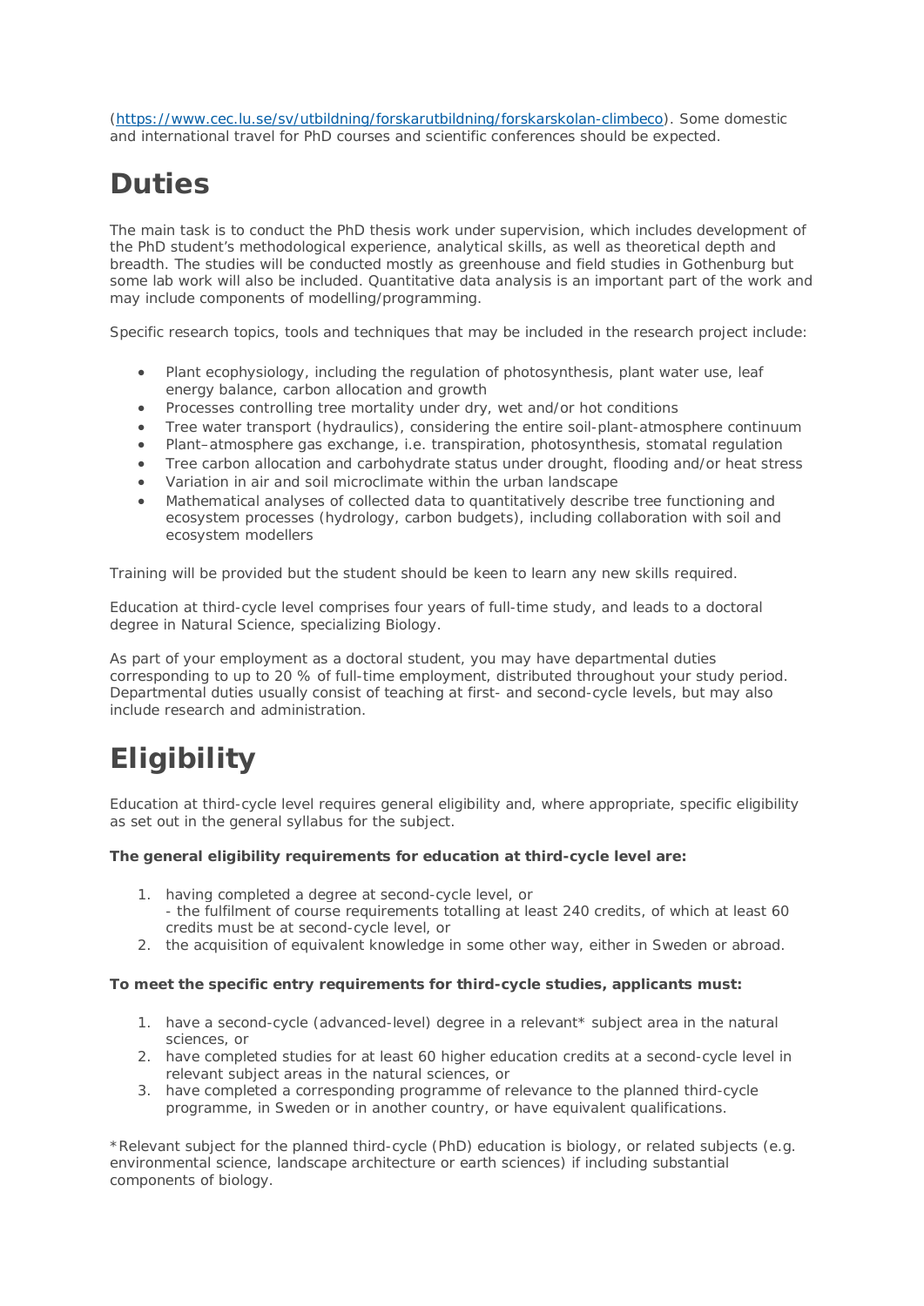(https://www.cec.lu.se/sv/utbildning/forskarutbildning/forskarskolan-climbeco). Some domestic and international travel for PhD courses and scientific conferences should be expected.

# Duties

The main task is to conduct the PhD thesis work under supervision, which includes development of the PhD student's methodological experience, analytical skills, as well as theoretical depth and breadth. The studies will be conducted mostly as greenhouse and field studies in Gothenburg but some lab work will also be included. Quantitative data analysis is an important part of the work and may include components of modelling/programming.

Specific research topics, tools and techniques that may be included in the research project include:

- Plant ecophysiology, including the regulation of photosynthesis, plant water use, leaf energy balance, carbon allocation and growth
- Processes controlling tree mortality under dry, wet and/or hot conditions
- Tree water transport (hydraulics), considering the entire soil-plant-atmosphere continuum
- Plant–atmosphere gas exchange, i.e. transpiration, photosynthesis, stomatal regulation
- Tree carbon allocation and carbohydrate status under drought, flooding and/or heat stress
- Variation in air and soil microclimate within the urban landscape
- Mathematical analyses of collected data to quantitatively describe tree functioning and ecosystem processes (hydrology, carbon budgets), including collaboration with soil and ecosystem modellers

Training will be provided but the student should be keen to learn any new skills required.

Education at third-cycle level comprises four years of full-time study, and leads to a doctoral degree in Natural Science, specializing Biology.

As part of your employment as a doctoral student, you may have departmental duties corresponding to up to 20 % of full-time employment, distributed throughout your study period. Departmental duties usually consist of teaching at first- and second-cycle levels, but may also include research and administration.

# Eligibility

Education at third-cycle level requires general eligibility and, where appropriate, specific eligibility as set out in the general syllabus for the subject.

**The general eligibility requirements for education at third-cycle level are:**

1. having completed a degree at second-cycle level, or
   - the fulfilment of course requirements totalling at least 240 credits, of which at least 60 credits must be at second-cycle level, or
2. the acquisition of equivalent knowledge in some other way, either in Sweden or abroad.

**To meet the specific entry requirements for third-cycle studies, applicants must:**

1. have a second-cycle (advanced-level) degree in a relevant* subject area in the natural sciences, or
2. have completed studies for at least 60 higher education credits at a second-cycle level in relevant subject areas in the natural sciences, or
3. have completed a corresponding programme of relevance to the planned third-cycle programme, in Sweden or in another country, or have equivalent qualifications.

*Relevant subject for the planned third-cycle (PhD) education is biology, or related subjects (e.g. environmental science, landscape architecture or earth sciences) if including substantial components of biology.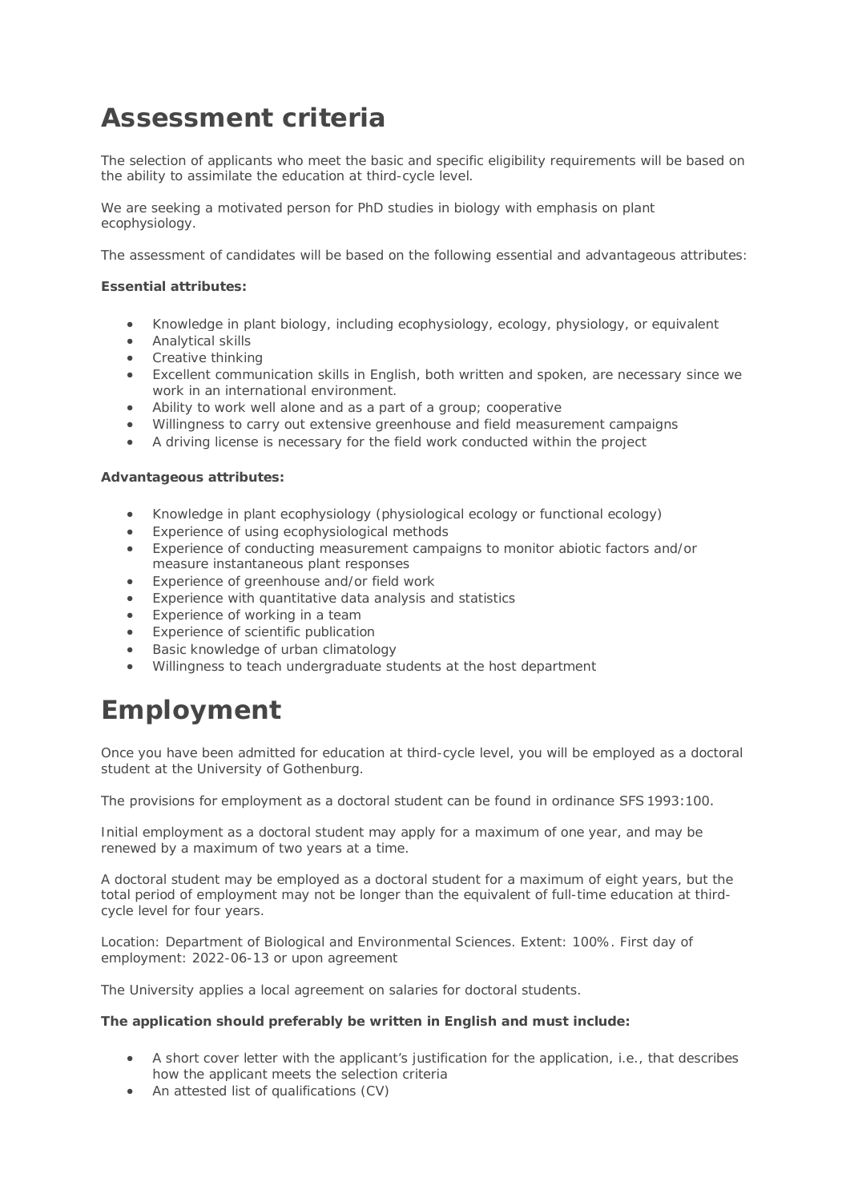# Assessment criteria

The selection of applicants who meet the basic and specific eligibility requirements will be based on the ability to assimilate the education at third-cycle level.

We are seeking a motivated person for PhD studies in biology with emphasis on plant ecophysiology.

The assessment of candidates will be based on the following essential and advantageous attributes:

**Essential attributes:**

- Knowledge in plant biology, including ecophysiology, ecology, physiology, or equivalent
- Analytical skills
- Creative thinking
- Excellent communication skills in English, both written and spoken, are necessary since we work in an international environment.
- Ability to work well alone and as a part of a group; cooperative
- Willingness to carry out extensive greenhouse and field measurement campaigns
- A driving license is necessary for the field work conducted within the project

**Advantageous attributes:**

- Knowledge in plant ecophysiology (physiological ecology or functional ecology)
- Experience of using ecophysiological methods
- Experience of conducting measurement campaigns to monitor abiotic factors and/or measure instantaneous plant responses
- Experience of greenhouse and/or field work
- Experience with quantitative data analysis and statistics
- Experience of working in a team
- Experience of scientific publication
- Basic knowledge of urban climatology
- Willingness to teach undergraduate students at the host department

# Employment

Once you have been admitted for education at third-cycle level, you will be employed as a doctoral student at the University of Gothenburg.

The provisions for employment as a doctoral student can be found in ordinance SFS 1993:100.

Initial employment as a doctoral student may apply for a maximum of one year, and may be renewed by a maximum of two years at a time.

A doctoral student may be employed as a doctoral student for a maximum of eight years, but the total period of employment may not be longer than the equivalent of full-time education at third-cycle level for four years.

Location: Department of Biological and Environmental Sciences. Extent: 100%. First day of employment: 2022-06-13 or upon agreement

The University applies a local agreement on salaries for doctoral students.

**The application should preferably be written in English and must include:**

- A short cover letter with the applicant's justification for the application, i.e., that describes how the applicant meets the selection criteria
- An attested list of qualifications (CV)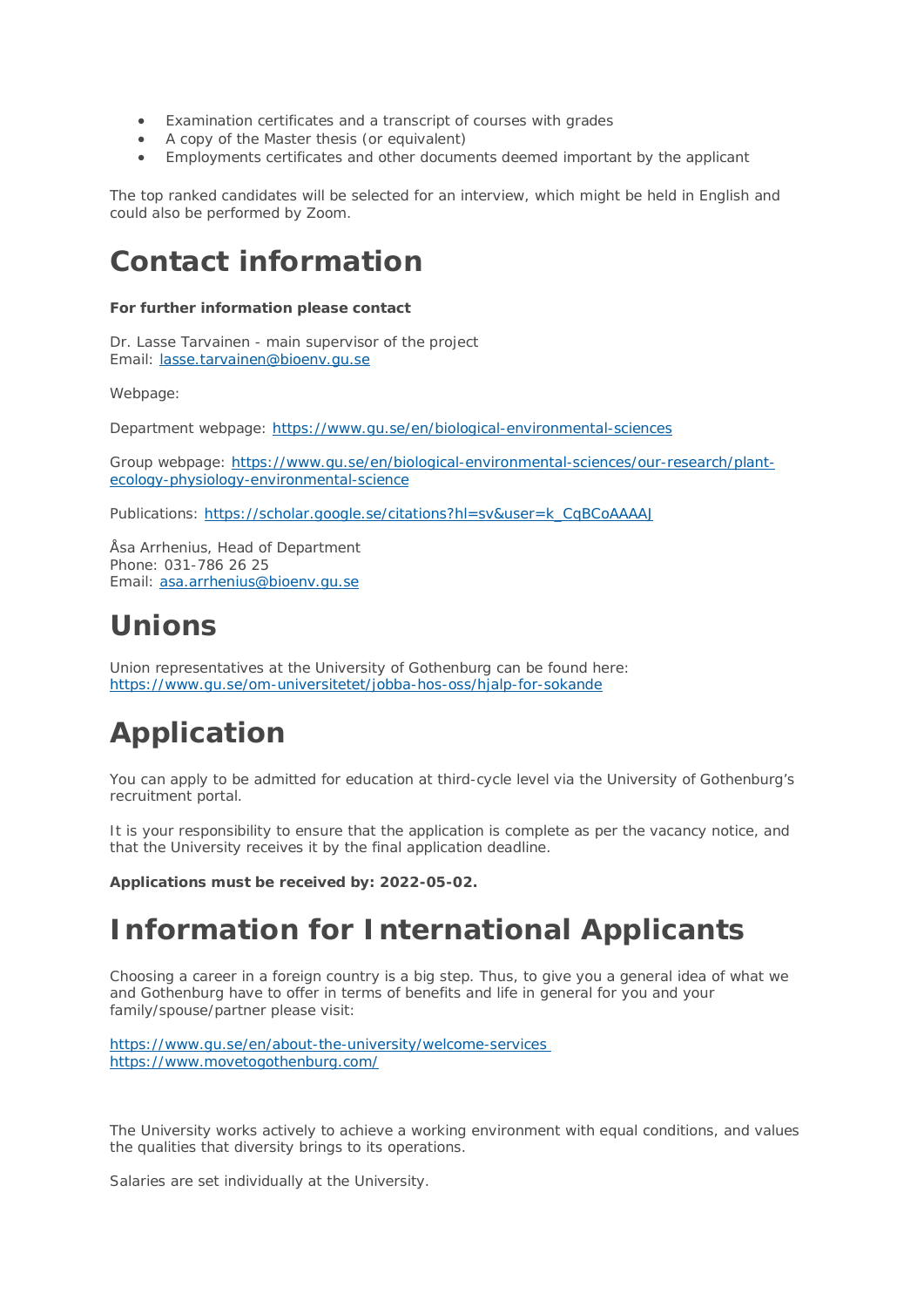- Examination certificates and a transcript of courses with grades
- A copy of the Master thesis (or equivalent)
- Employments certificates and other documents deemed important by the applicant

The top ranked candidates will be selected for an interview, which might be held in English and could also be performed by Zoom.

# Contact information

**For further information please contact**

Dr. Lasse Tarvainen - main supervisor of the project
Email: lasse.tarvainen@bioenv.gu.se

Webpage:

Department webpage: https://www.gu.se/en/biological-environmental-sciences

Group webpage: https://www.gu.se/en/biological-environmental-sciences/our-research/plant-ecology-physiology-environmental-science

Publications: https://scholar.google.se/citations?hl=sv&user=k_CqBCoAAAAJ

Åsa Arrhenius, Head of Department
Phone: 031-786 26 25
Email: asa.arrhenius@bioenv.gu.se

# Unions

Union representatives at the University of Gothenburg can be found here:
https://www.gu.se/om-universitetet/jobba-hos-oss/hjalp-for-sokande

# Application

You can apply to be admitted for education at third-cycle level via the University of Gothenburg's recruitment portal.

It is your responsibility to ensure that the application is complete as per the vacancy notice, and that the University receives it by the final application deadline.

**Applications must be received by: 2022-05-02.**

# Information for International Applicants

Choosing a career in a foreign country is a big step. Thus, to give you a general idea of what we and Gothenburg have to offer in terms of benefits and life in general for you and your family/spouse/partner please visit:

https://www.gu.se/en/about-the-university/welcome-services
https://www.movetogothenburg.com/

The University works actively to achieve a working environment with equal conditions, and values the qualities that diversity brings to its operations.

Salaries are set individually at the University.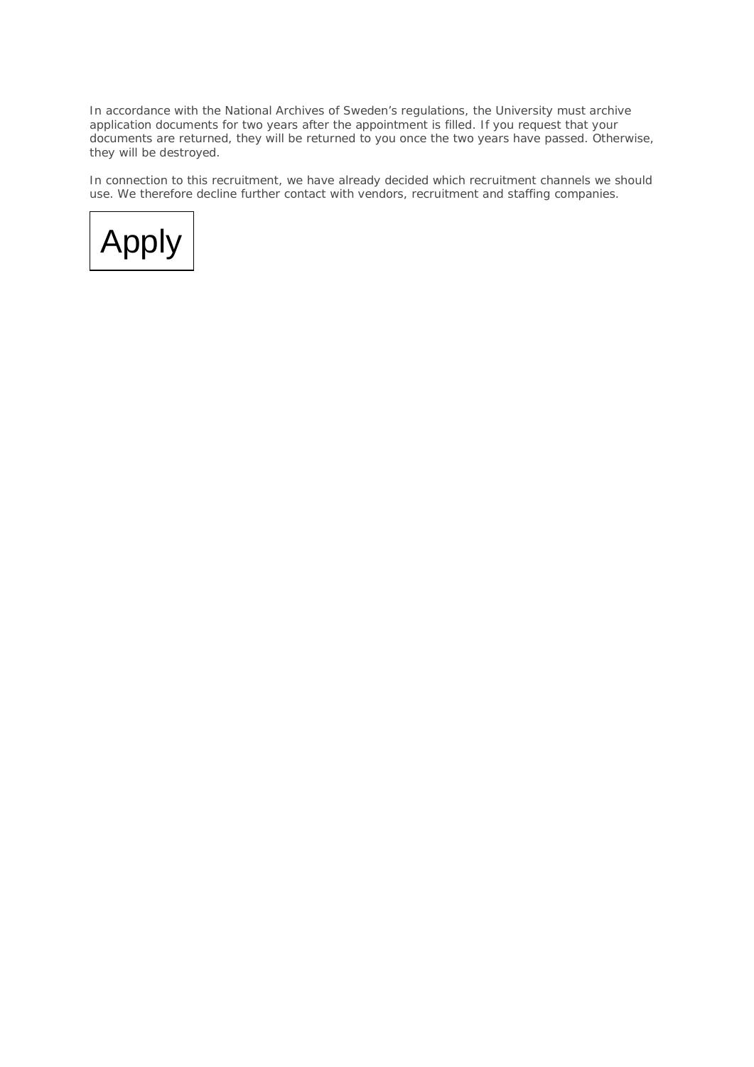In accordance with the National Archives of Sweden’s regulations, the University must archive application documents for two years after the appointment is filled. If you request that your documents are returned, they will be returned to you once the two years have passed. Otherwise, they will be destroyed.

In connection to this recruitment, we have already decided which recruitment channels we should use. We therefore decline further contact with vendors, recruitment and staffing companies.

Apply